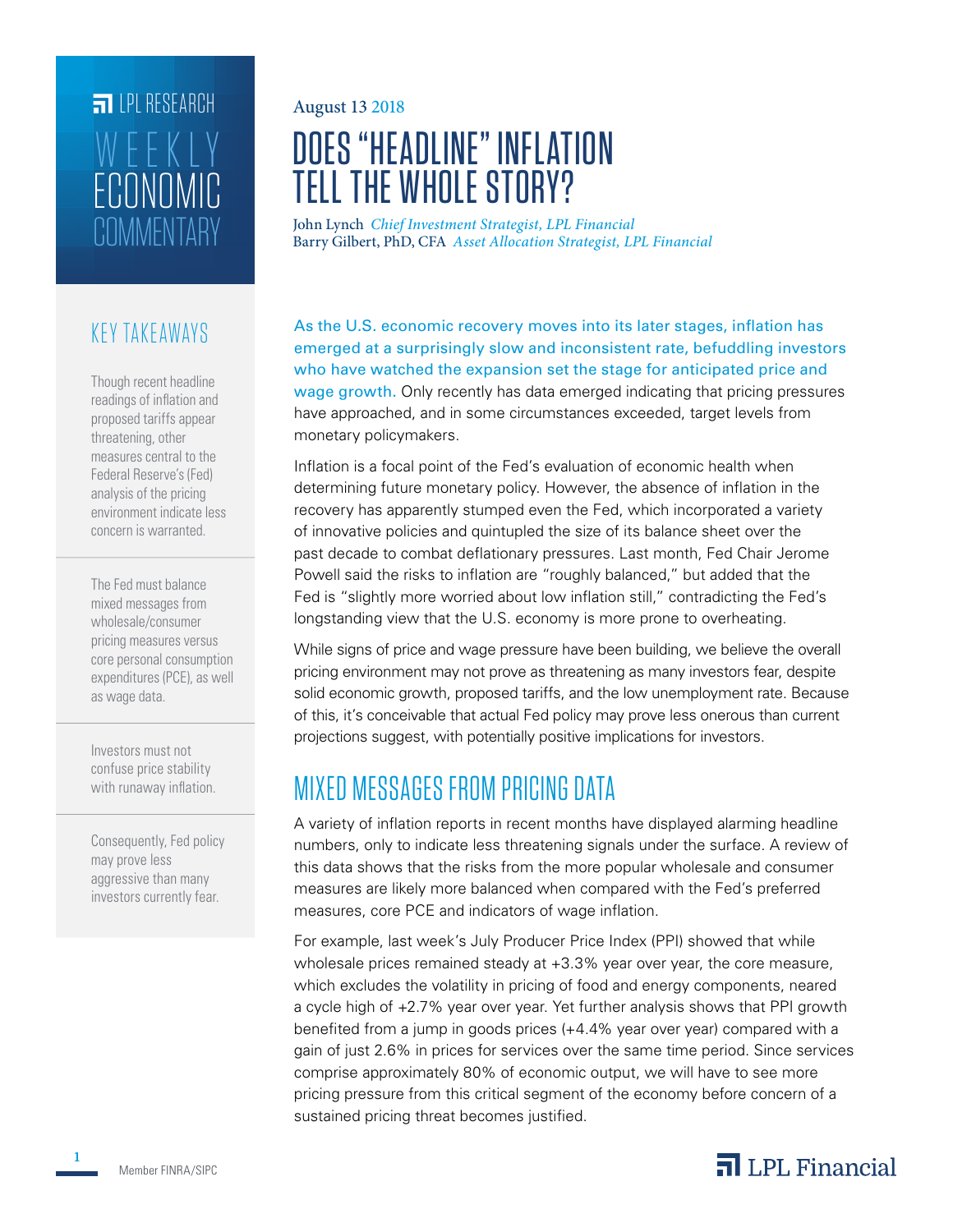LPL RESEARCH

WEEKLY ECONOMIC COMMENTARY

August 13 2018

# DOES "HEADLINE" INFLATION TELL THE WHOLE STORY?

John Lynch *Chief Investment Strategist, LPL Financial*
Barry Gilbert, PhD, CFA *Asset Allocation Strategist, LPL Financial*

## KEY TAKEAWAYS

Though recent headline readings of inflation and proposed tariffs appear threatening, other measures central to the Federal Reserve's (Fed) analysis of the pricing environment indicate less concern is warranted.

The Fed must balance mixed messages from wholesale/consumer pricing measures versus core personal consumption expenditures (PCE), as well as wage data.

Investors must not confuse price stability with runaway inflation.

Consequently, Fed policy may prove less aggressive than many investors currently fear.

As the U.S. economic recovery moves into its later stages, inflation has emerged at a surprisingly slow and inconsistent rate, befuddling investors who have watched the expansion set the stage for anticipated price and wage growth. Only recently has data emerged indicating that pricing pressures have approached, and in some circumstances exceeded, target levels from monetary policymakers.

Inflation is a focal point of the Fed's evaluation of economic health when determining future monetary policy. However, the absence of inflation in the recovery has apparently stumped even the Fed, which incorporated a variety of innovative policies and quintupled the size of its balance sheet over the past decade to combat deflationary pressures. Last month, Fed Chair Jerome Powell said the risks to inflation are "roughly balanced," but added that the Fed is "slightly more worried about low inflation still," contradicting the Fed's longstanding view that the U.S. economy is more prone to overheating.

While signs of price and wage pressure have been building, we believe the overall pricing environment may not prove as threatening as many investors fear, despite solid economic growth, proposed tariffs, and the low unemployment rate. Because of this, it's conceivable that actual Fed policy may prove less onerous than current projections suggest, with potentially positive implications for investors.

## MIXED MESSAGES FROM PRICING DATA

A variety of inflation reports in recent months have displayed alarming headline numbers, only to indicate less threatening signals under the surface. A review of this data shows that the risks from the more popular wholesale and consumer measures are likely more balanced when compared with the Fed's preferred measures, core PCE and indicators of wage inflation.

For example, last week's July Producer Price Index (PPI) showed that while wholesale prices remained steady at +3.3% year over year, the core measure, which excludes the volatility in pricing of food and energy components, neared a cycle high of +2.7% year over year. Yet further analysis shows that PPI growth benefited from a jump in goods prices (+4.4% year over year) compared with a gain of just 2.6% in prices for services over the same time period. Since services comprise approximately 80% of economic output, we will have to see more pricing pressure from this critical segment of the economy before concern of a sustained pricing threat becomes justified.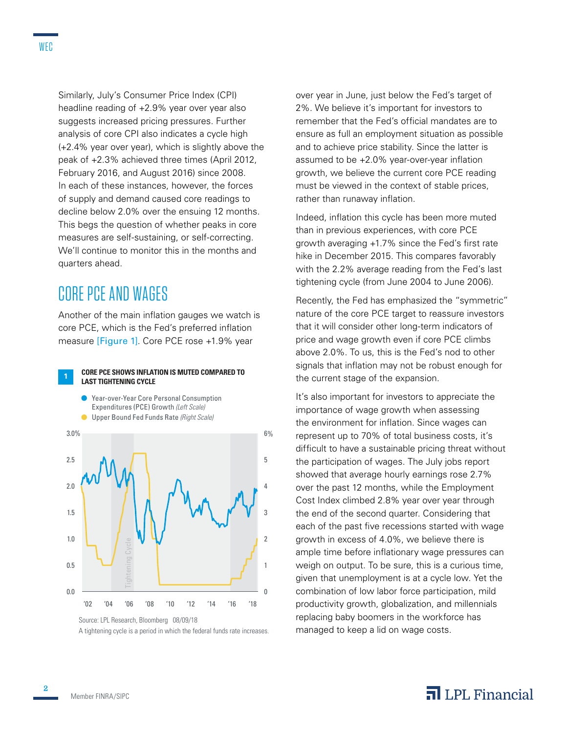Similarly, July's Consumer Price Index (CPI) headline reading of +2.9% year over year also suggests increased pricing pressures. Further analysis of core CPI also indicates a cycle high (+2.4% year over year), which is slightly above the peak of +2.3% achieved three times (April 2012, February 2016, and August 2016) since 2008. In each of these instances, however, the forces of supply and demand caused core readings to decline below 2.0% over the ensuing 12 months. This begs the question of whether peaks in core measures are self-sustaining, or self-correcting. We'll continue to monitor this in the months and quarters ahead.

## CORE PCE AND WAGES

Another of the main inflation gauges we watch is core PCE, which is the Fed's preferred inflation measure [Figure 1]. Core PCE rose +1.9% year over year in June, just below the Fed's target of 2%. We believe it's important for investors to remember that the Fed's official mandates are to ensure as full an employment situation as possible and to achieve price stability. Since the latter is assumed to be +2.0% year-over-year inflation growth, we believe the current core PCE reading must be viewed in the context of stable prices, rather than runaway inflation.

**1 CORE PCE SHOWS INFLATION IS MUTED COMPARED TO LAST TIGHTENING CYCLE**

- Year-over-Year Core Personal Consumption Expenditures (PCE) Growth *(Left Scale)*
- Upper Bound Fed Funds Rate *(Right Scale)*

Source: LPL Research, Bloomberg 08/09/18

A tightening cycle is a period in which the federal funds rate increases.

Indeed, inflation this cycle has been more muted than in previous experiences, with core PCE growth averaging +1.7% since the Fed's first rate hike in December 2015. This compares favorably with the 2.2% average reading from the Fed's last tightening cycle (from June 2004 to June 2006).

Recently, the Fed has emphasized the "symmetric" nature of the core PCE target to reassure investors that it will consider other long-term indicators of price and wage growth even if core PCE climbs above 2.0%. To us, this is the Fed's nod to other signals that inflation may not be robust enough for the current stage of the expansion.

It's also important for investors to appreciate the importance of wage growth when assessing the environment for inflation. Since wages can represent up to 70% of total business costs, it's difficult to have a sustainable pricing threat without the participation of wages. The July jobs report showed that average hourly earnings rose 2.7% over the past 12 months, while the Employment Cost Index climbed 2.8% year over year through the end of the second quarter. Considering that each of the past five recessions started with wage growth in excess of 4.0%, we believe there is ample time before inflationary wage pressures can weigh on output. To be sure, this is a curious time, given that unemployment is at a cycle low. Yet the combination of low labor force participation, mild productivity growth, globalization, and millennials replacing baby boomers in the workforce has managed to keep a lid on wage costs.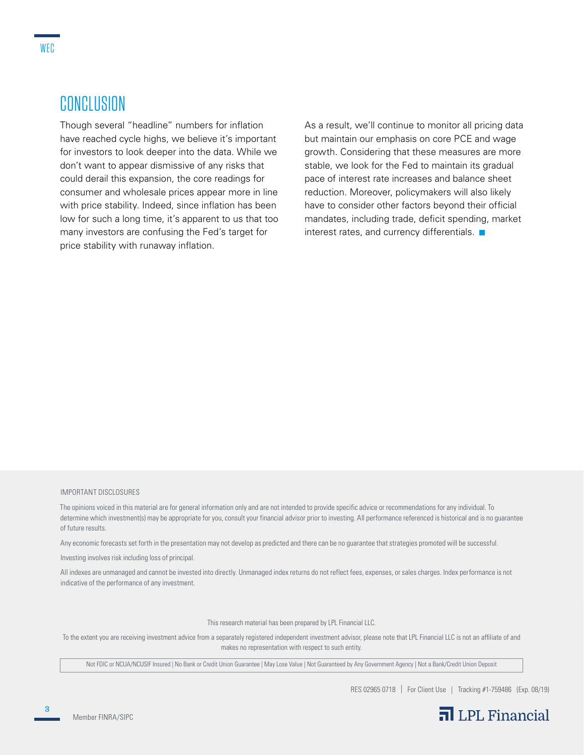# CONCLUSION

Though several "headline" numbers for inflation have reached cycle highs, we believe it's important for investors to look deeper into the data. While we don't want to appear dismissive of any risks that could derail this expansion, the core readings for consumer and wholesale prices appear more in line with price stability. Indeed, since inflation has been low for such a long time, it's apparent to us that too many investors are confusing the Fed's target for price stability with runaway inflation.

As a result, we'll continue to monitor all pricing data but maintain our emphasis on core PCE and wage growth. Considering that these measures are more stable, we look for the Fed to maintain its gradual pace of interest rate increases and balance sheet reduction. Moreover, policymakers will also likely have to consider other factors beyond their official mandates, including trade, deficit spending, market interest rates, and currency differentials. ■

IMPORTANT DISCLOSURES

The opinions voiced in this material are for general information only and are not intended to provide specific advice or recommendations for any individual. To determine which investment(s) may be appropriate for you, consult your financial advisor prior to investing. All performance referenced is historical and is no guarantee of future results.

Any economic forecasts set forth in the presentation may not develop as predicted and there can be no guarantee that strategies promoted will be successful.

Investing involves risk including loss of principal.

All indexes are unmanaged and cannot be invested into directly. Unmanaged index returns do not reflect fees, expenses, or sales charges. Index performance is not indicative of the performance of any investment.

This research material has been prepared by LPL Financial LLC.

To the extent you are receiving investment advice from a separately registered independent investment advisor, please note that LPL Financial LLC is not an affiliate of and makes no representation with respect to such entity.

Not FDIC or NCUA/NCUSIF Insured | No Bank or Credit Union Guarantee | May Lose Value | Not Guaranteed by Any Government Agency | Not a Bank/Credit Union Deposit

RES 02965 0718 | For Client Use | Tracking #1-759486 (Exp. 08/19)

Member FINRA/SIPC

LPL Financial